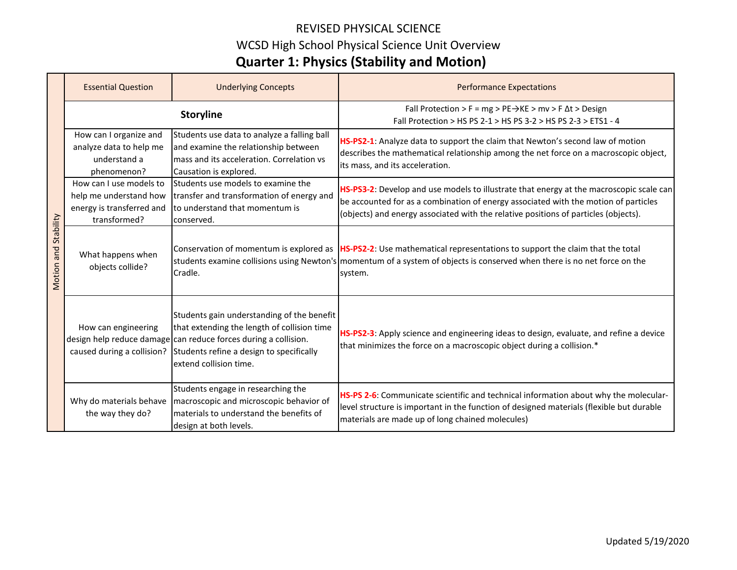# REVISED PHYSICAL SCIENCE

## WCSD High School Physical Science Unit Overview

## Quarter 1: Physics (Stability and Motion)

| | Essential Question | Underlying Concepts | Performance Expectations |
|---|---|---|---|
| Motion and Stability | **Storyline** | | Fall Protection > $F = mg$ > PE→KE > $mv$ > $F \Delta t$ > Design<br>Fall Protection > HS PS 2-1 > HS PS 3-2 > HS PS 2-3 > ETS1 - 4 |
| | How can I organize and analyze data to help me understand a phenomenon? | Students use data to analyze a falling ball and examine the relationship between mass and its acceleration. Correlation vs Causation is explored. | **HS-PS2-1**: Analyze data to support the claim that Newton's second law of motion describes the mathematical relationship among the net force on a macroscopic object, its mass, and its acceleration. |
| | How can I use models to help me understand how energy is transferred and transformed? | Students use models to examine the transfer and transformation of energy and to understand that momentum is conserved. | **HS-PS3-2**: Develop and use models to illustrate that energy at the macroscopic scale can be accounted for as a combination of energy associated with the motion of particles (objects) and energy associated with the relative positions of particles (objects). |
| | What happens when objects collide? | Conservation of momentum is explored as students examine collisions using Newton's Cradle. | **HS-PS2-2**: Use mathematical representations to support the claim that the total momentum of a system of objects is conserved when there is no net force on the system. |
| | How can engineering design help reduce damage caused during a collision? | Students gain understanding of the benefit that extending the length of collision time can reduce forces during a collision. Students refine a design to specifically extend collision time. | **HS-PS2-3**: Apply science and engineering ideas to design, evaluate, and refine a device that minimizes the force on a macroscopic object during a collision.* |
| | Why do materials behave the way they do? | Students engage in researching the macroscopic and microscopic behavior of materials to understand the benefits of design at both levels. | **HS-PS 2-6**: Communicate scientific and technical information about why the molecular-level structure is important in the function of designed materials (flexible but durable materials are made up of long chained molecules) |

Updated 5/19/2020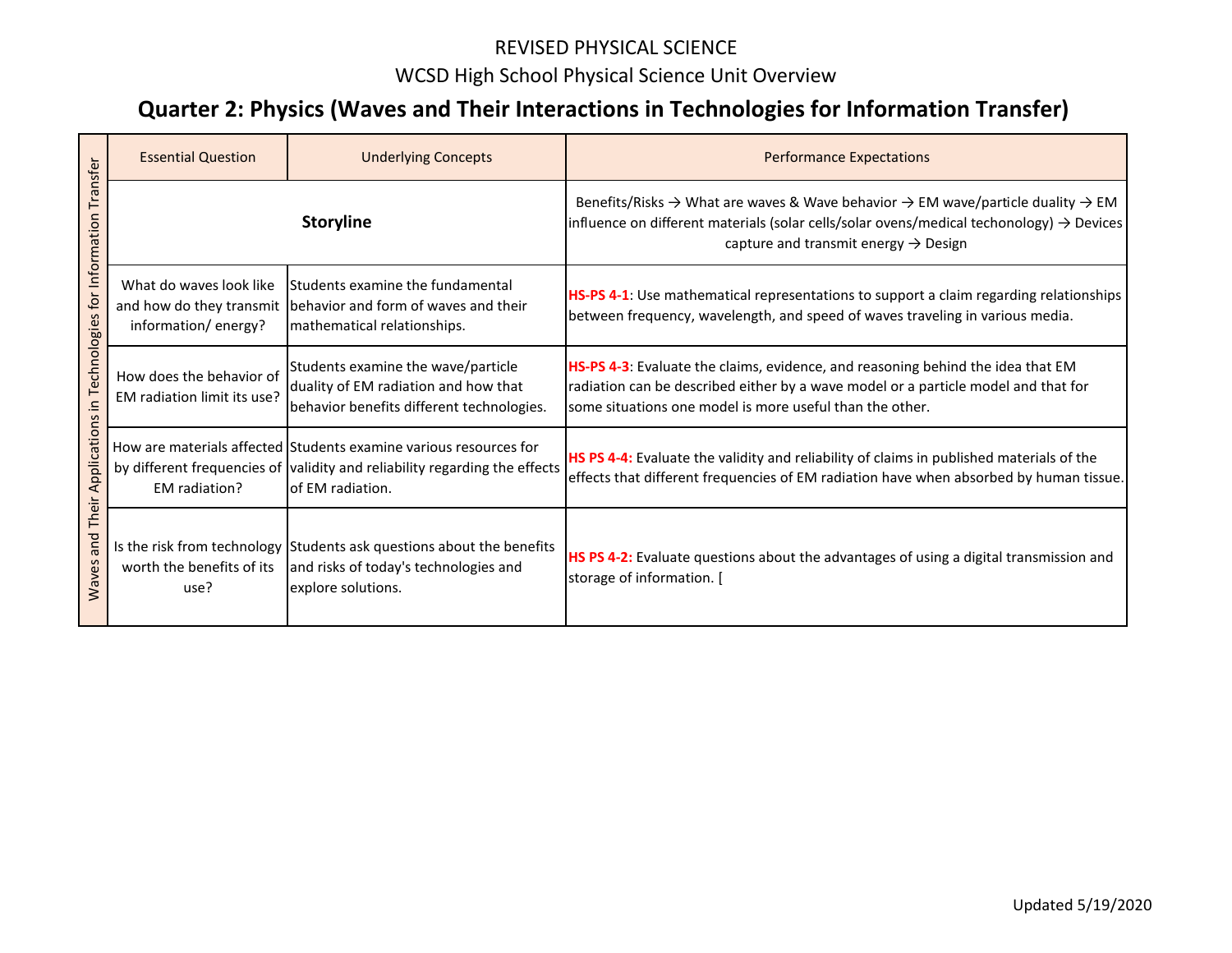REVISED PHYSICAL SCIENCE

WCSD High School Physical Science Unit Overview

# Quarter 2: Physics (Waves and Their Interactions in Technologies for Information Transfer)

| Waves and Their Applications in Technologies for Information Transfer | Essential Question | Underlying Concepts | Performance Expectations |
|---|---|---|---|
| | **Storyline** | | Benefits/Risks → What are waves & Wave behavior → EM wave/particle duality → EM influence on different materials (solar cells/solar ovens/medical techonology) → Devices capture and transmit energy → Design |
| | What do waves look like and how do they transmit information/ energy? | Students examine the fundamental behavior and form of waves and their mathematical relationships. | **HS-PS 4-1**: Use mathematical representations to support a claim regarding relationships between frequency, wavelength, and speed of waves traveling in various media. |
| | How does the behavior of EM radiation limit its use? | Students examine the wave/particle duality of EM radiation and how that behavior benefits different technologies. | **HS-PS 4-3**: Evaluate the claims, evidence, and reasoning behind the idea that EM radiation can be described either by a wave model or a particle model and that for some situations one model is more useful than the other. |
| | How are materials affected by different frequencies of EM radiation? | Students examine various resources for validity and reliability regarding the effects of EM radiation. | **HS PS 4-4:** Evaluate the validity and reliability of claims in published materials of the effects that different frequencies of EM radiation have when absorbed by human tissue. |
| | Is the risk from technology worth the benefits of its use? | Students ask questions about the benefits and risks of today's technologies and explore solutions. | **HS PS 4-2:** Evaluate questions about the advantages of using a digital transmission and storage of information. [ |

Updated 5/19/2020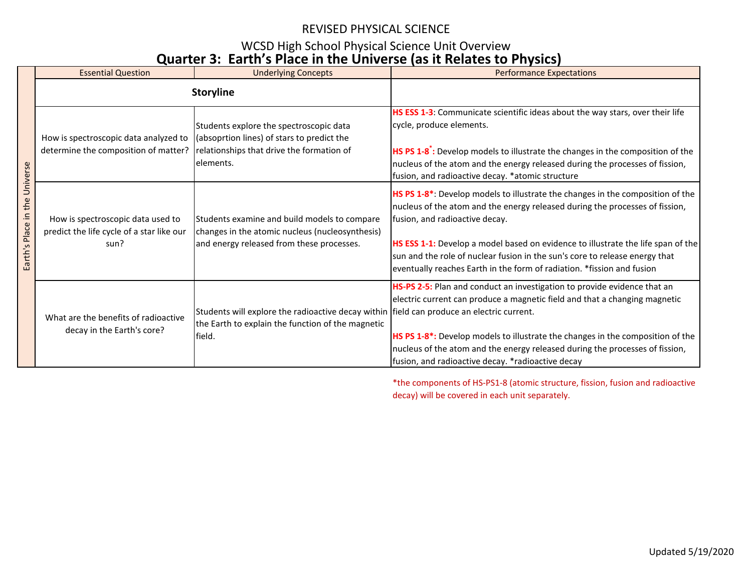# REVISED PHYSICAL SCIENCE

## WCSD High School Physical Science Unit Overview

## Quarter 3: Earth's Place in the Universe (as it Relates to Physics)

| | Essential Question | Underlying Concepts | Performance Expectations |
|---|---|---|---|
| Earth's Place in the Universe | **Storyline** | | |
| | How is spectroscopic data analyzed to determine the composition of matter? | Students explore the spectroscopic data (absoprtion lines) of stars to predict the relationships that drive the formation of elements. | **HS ESS 1-3**: Communicate scientific ideas about the way stars, over their life cycle, produce elements.<br><br>**HS PS 1-8***: Develop models to illustrate the changes in the composition of the nucleus of the atom and the energy released during the processes of fission, fusion, and radioactive decay. *atomic structure |
| | How is spectroscopic data used to predict the life cycle of a star like our sun? | Students examine and build models to compare changes in the atomic nucleus (nucleosynthesis) and energy released from these processes. | **HS PS 1-8***: Develop models to illustrate the changes in the composition of the nucleus of the atom and the energy released during the processes of fission, fusion, and radioactive decay.<br><br>**HS ESS 1-1:** Develop a model based on evidence to illustrate the life span of the sun and the role of nuclear fusion in the sun's core to release energy that eventually reaches Earth in the form of radiation. *fission and fusion |
| | What are the benefits of radioactive decay in the Earth's core? | Students will explore the radioactive decay within the Earth to explain the function of the magnetic field. | **HS-PS 2-5:** Plan and conduct an investigation to provide evidence that an electric current can produce a magnetic field and that a changing magnetic field can produce an electric current.<br><br>**HS PS 1-8***: Develop models to illustrate the changes in the composition of the nucleus of the atom and the energy released during the processes of fission, fusion, and radioactive decay. *radioactive decay |

*the components of HS-PS1-8 (atomic structure, fission, fusion and radioactive decay) will be covered in each unit separately.

Updated 5/19/2020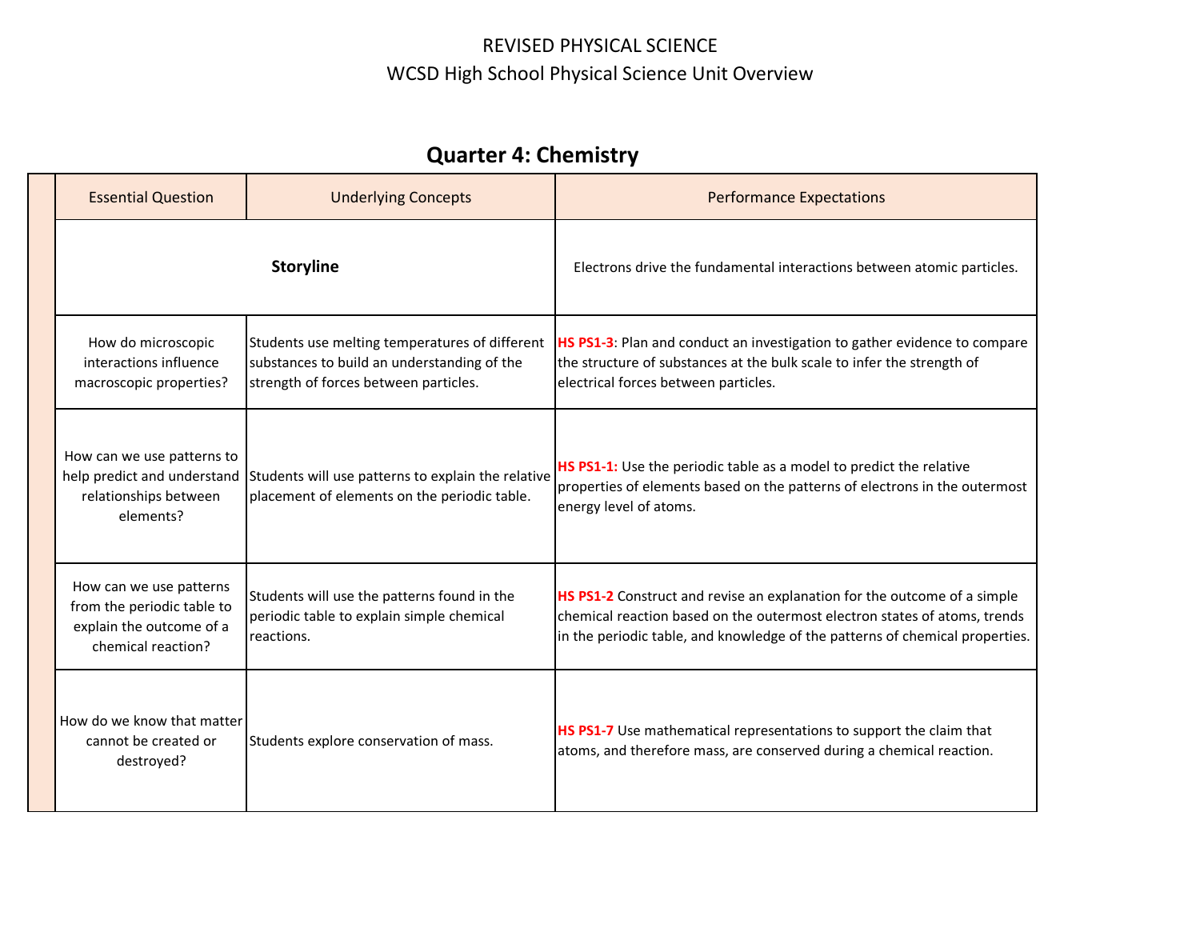REVISED PHYSICAL SCIENCE

WCSD High School Physical Science Unit Overview

## Quarter 4: Chemistry

| Essential Question | Underlying Concepts | Performance Expectations |
|---|---|---|
| **Storyline** | | Electrons drive the fundamental interactions between atomic particles. |
| How do microscopic interactions influence macroscopic properties? | Students use melting temperatures of different substances to build an understanding of the strength of forces between particles. | **HS PS1-3**: Plan and conduct an investigation to gather evidence to compare the structure of substances at the bulk scale to infer the strength of electrical forces between particles. |
| How can we use patterns to help predict and understand relationships between elements? | Students will use patterns to explain the relative placement of elements on the periodic table. | **HS PS1-1:** Use the periodic table as a model to predict the relative properties of elements based on the patterns of electrons in the outermost energy level of atoms. |
| How can we use patterns from the periodic table to explain the outcome of a chemical reaction? | Students will use the patterns found in the periodic table to explain simple chemical reactions. | **HS PS1-2** Construct and revise an explanation for the outcome of a simple chemical reaction based on the outermost electron states of atoms, trends in the periodic table, and knowledge of the patterns of chemical properties. |
| How do we know that matter cannot be created or destroyed? | Students explore conservation of mass. | **HS PS1-7** Use mathematical representations to support the claim that atoms, and therefore mass, are conserved during a chemical reaction. |